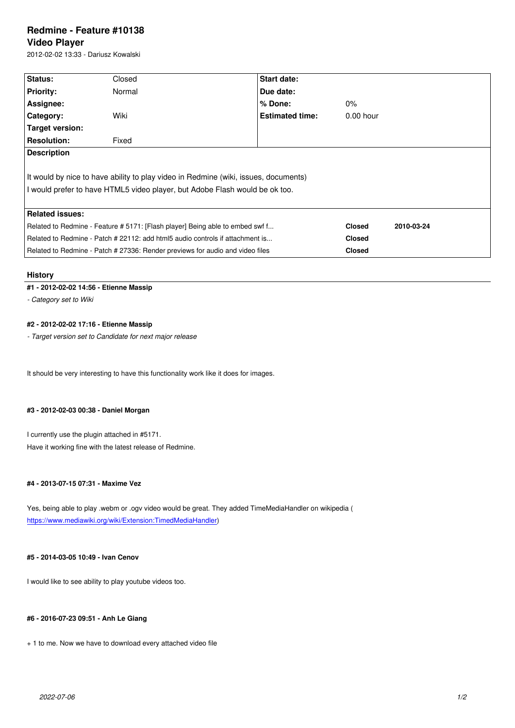# Redmine - Feature #10138

## Video Player

2012-02-02 13:33 - Dariusz Kowalski

| Status: | Closed | Start date: | |
|---|---|---|---|
| Priority: | Normal | Due date: | |
| Assignee: | | % Done: | 0% |
| Category: | Wiki | Estimated time: | 0.00 hour |
| Target version: | | | |
| Resolution: | Fixed | | |

**Description**

It would by nice to have ability to play video in Redmine (wiki, issues, documents)
I would prefer to have HTML5 video player, but Adobe Flash would be ok too.

**Related issues:**

| | | |
|---|---|---|
| Related to Redmine - Feature # 5171: [Flash player] Being able to embed swf f... | **Closed** | **2010-03-24** |
| Related to Redmine - Patch # 22112: add html5 audio controls if attachment is... | **Closed** | |
| Related to Redmine - Patch # 27336: Render previews for audio and video files | **Closed** | |

### History

#### #1 - 2012-02-02 14:56 - Etienne Massip

*- Category set to Wiki*

#### #2 - 2012-02-02 17:16 - Etienne Massip

*- Target version set to Candidate for next major release*

It should be very interesting to have this functionality work like it does for images.

#### #3 - 2012-02-03 00:38 - Daniel Morgan

I currently use the plugin attached in #5171.
Have it working fine with the latest release of Redmine.

#### #4 - 2013-07-15 07:31 - Maxime Vez

Yes, being able to play .webm or .ogv video would be great. They added TimeMediaHandler on wikipedia ( https://www.mediawiki.org/wiki/Extension:TimedMediaHandler)

#### #5 - 2014-03-05 10:49 - Ivan Cenov

I would like to see ability to play youtube videos too.

#### #6 - 2016-07-23 09:51 - Anh Le Giang

+ 1 to me. Now we have to download every attached video file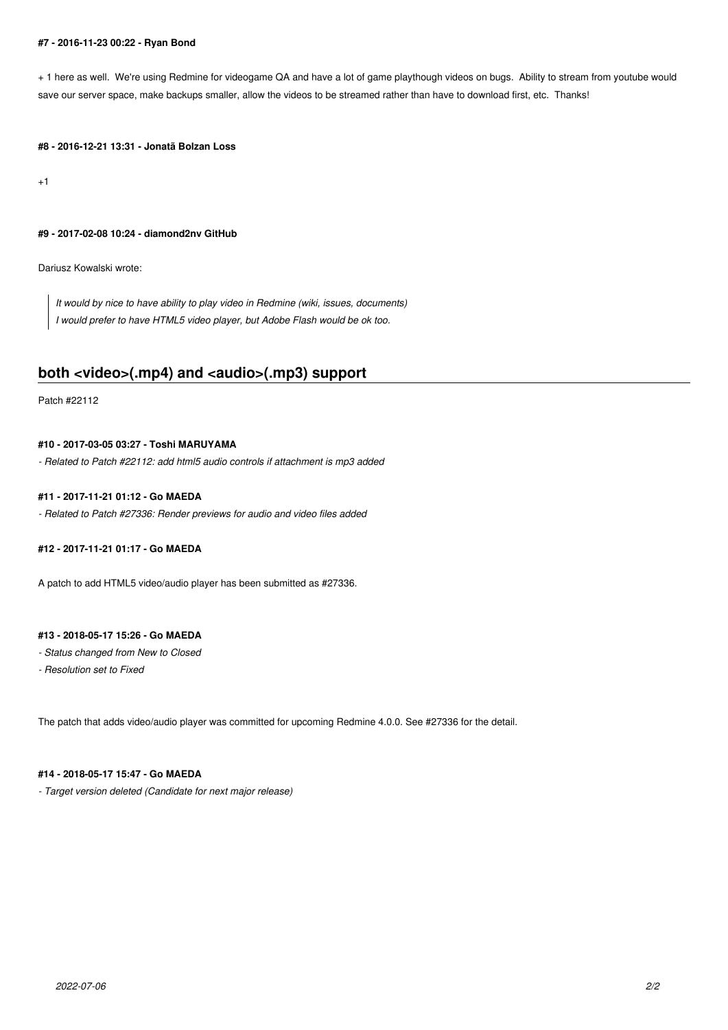#### #7 - 2016-11-23 00:22 - Ryan Bond

+ 1 here as well.  We're using Redmine for videogame QA and have a lot of game playthough videos on bugs.  Ability to stream from youtube would save our server space, make backups smaller, allow the videos to be streamed rather than have to download first, etc.  Thanks!

#### #8 - 2016-12-21 13:31 - Jonatã Bolzan Loss

+1

#### #9 - 2017-02-08 10:24 - diamond2nv GitHub

Dariusz Kowalski wrote:

> *It would by nice to have ability to play video in Redmine (wiki, issues, documents)*
> *I would prefer to have HTML5 video player, but Adobe Flash would be ok too.*

## both <video>(.mp4) and <audio>(.mp3) support

Patch #22112

#### #10 - 2017-03-05 03:27 - Toshi MARUYAMA

*- Related to Patch #22112: add html5 audio controls if attachment is mp3 added*

#### #11 - 2017-11-21 01:12 - Go MAEDA

*- Related to Patch #27336: Render previews for audio and video files added*

#### #12 - 2017-11-21 01:17 - Go MAEDA

A patch to add HTML5 video/audio player has been submitted as #27336.

#### #13 - 2018-05-17 15:26 - Go MAEDA

*- Status changed from New to Closed*

*- Resolution set to Fixed*

The patch that adds video/audio player was committed for upcoming Redmine 4.0.0. See #27336 for the detail.

#### #14 - 2018-05-17 15:47 - Go MAEDA

*- Target version deleted (Candidate for next major release)*